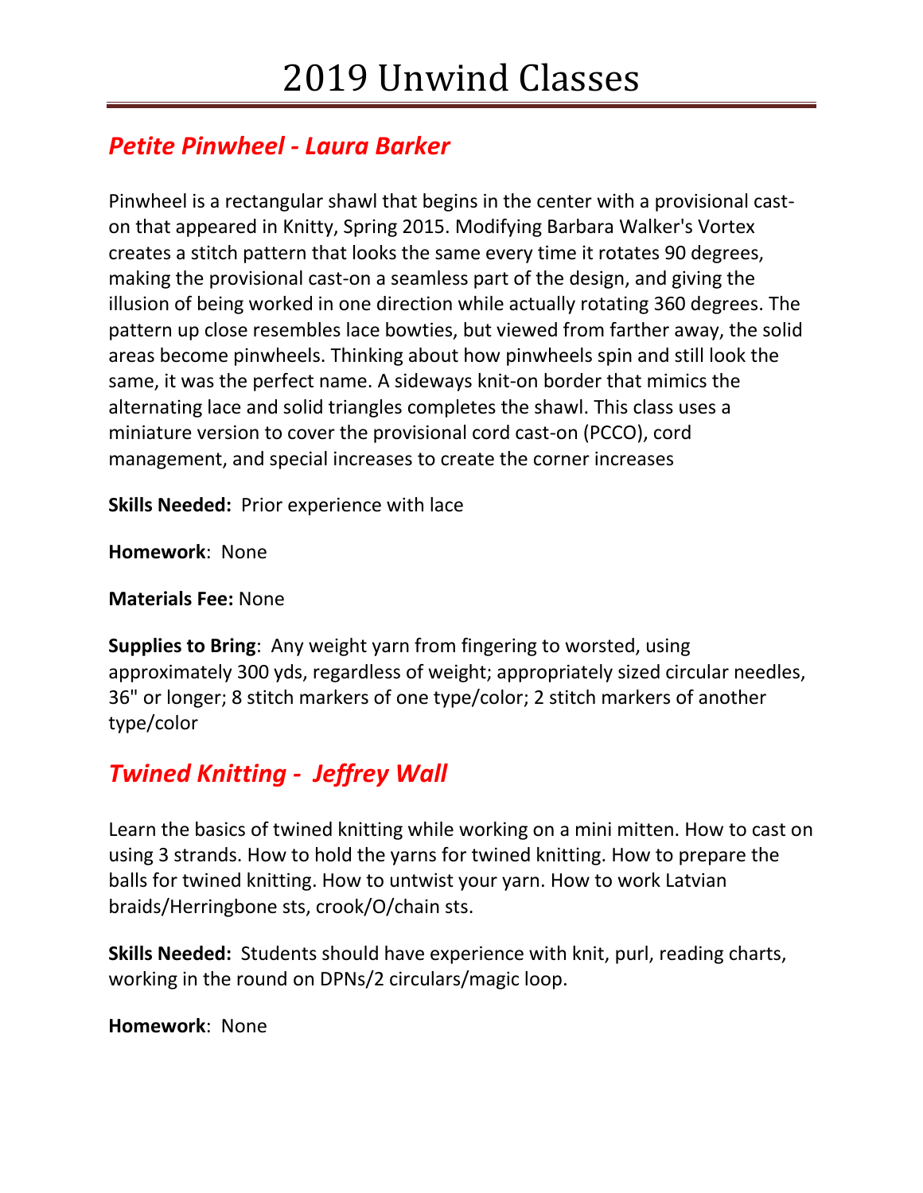# 2019 Unwind Classes

## *Petite Pinwheel - Laura Barker*

Pinwheel is a rectangular shawl that begins in the center with a provisional cast-on that appeared in Knitty, Spring 2015. Modifying Barbara Walker's Vortex creates a stitch pattern that looks the same every time it rotates 90 degrees, making the provisional cast-on a seamless part of the design, and giving the illusion of being worked in one direction while actually rotating 360 degrees. The pattern up close resembles lace bowties, but viewed from farther away, the solid areas become pinwheels. Thinking about how pinwheels spin and still look the same, it was the perfect name. A sideways knit-on border that mimics the alternating lace and solid triangles completes the shawl. This class uses a miniature version to cover the provisional cord cast-on (PCCO), cord management, and special increases to create the corner increases

**Skills Needed:** Prior experience with lace

**Homework**: None

**Materials Fee:** None

**Supplies to Bring**: Any weight yarn from fingering to worsted, using approximately 300 yds, regardless of weight; appropriately sized circular needles, 36" or longer; 8 stitch markers of one type/color; 2 stitch markers of another type/color

## *Twined Knitting - Jeffrey Wall*

Learn the basics of twined knitting while working on a mini mitten. How to cast on using 3 strands. How to hold the yarns for twined knitting. How to prepare the balls for twined knitting. How to untwist your yarn. How to work Latvian braids/Herringbone sts, crook/O/chain sts.

**Skills Needed:** Students should have experience with knit, purl, reading charts, working in the round on DPNs/2 circulars/magic loop.

**Homework**: None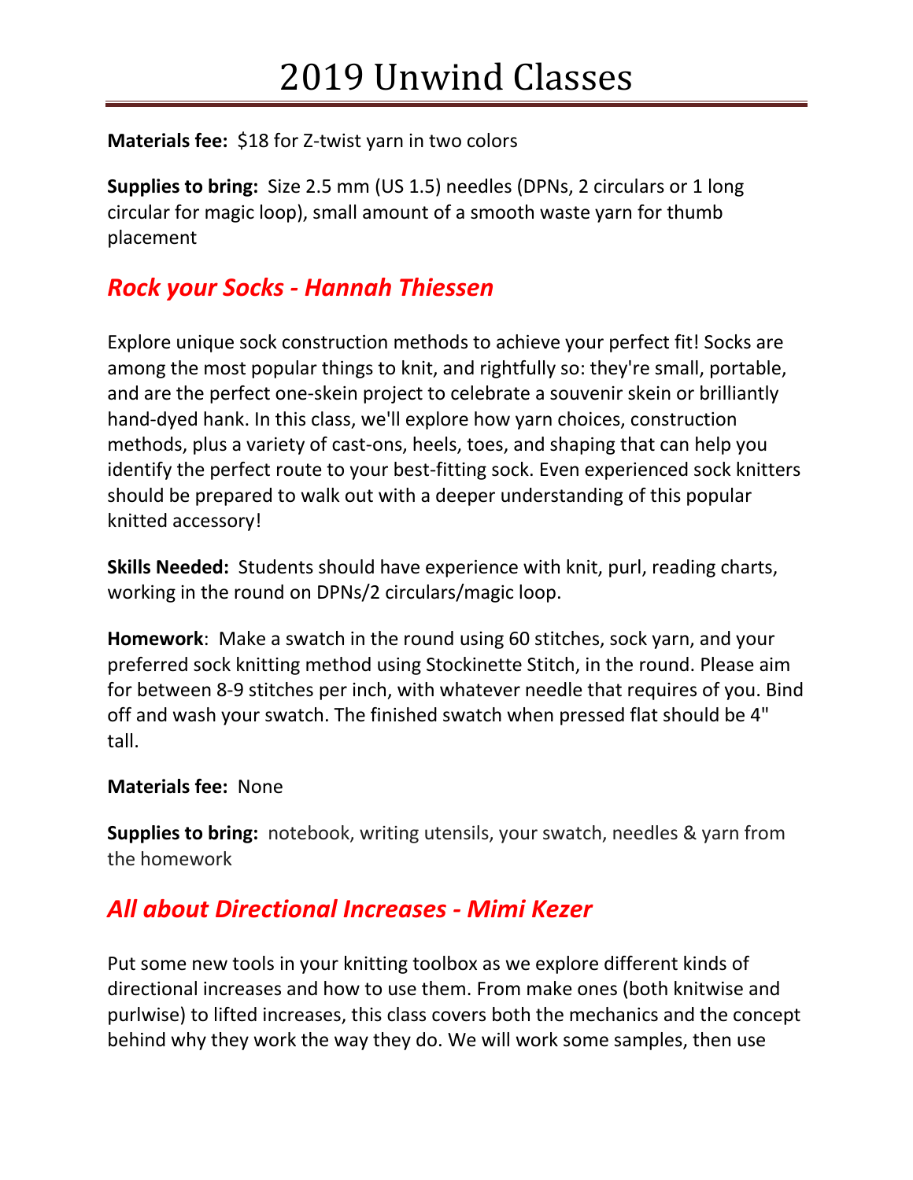# 2019 Unwind Classes

**Materials fee:** $18 for Z-twist yarn in two colors

**Supplies to bring:** Size 2.5 mm (US 1.5) needles (DPNs, 2 circulars or 1 long circular for magic loop), small amount of a smooth waste yarn for thumb placement

## *Rock your Socks - Hannah Thiessen*

Explore unique sock construction methods to achieve your perfect fit! Socks are among the most popular things to knit, and rightfully so: they're small, portable, and are the perfect one-skein project to celebrate a souvenir skein or brilliantly hand-dyed hank. In this class, we'll explore how yarn choices, construction methods, plus a variety of cast-ons, heels, toes, and shaping that can help you identify the perfect route to your best-fitting sock. Even experienced sock knitters should be prepared to walk out with a deeper understanding of this popular knitted accessory!

**Skills Needed:** Students should have experience with knit, purl, reading charts, working in the round on DPNs/2 circulars/magic loop.

**Homework**: Make a swatch in the round using 60 stitches, sock yarn, and your preferred sock knitting method using Stockinette Stitch, in the round. Please aim for between 8-9 stitches per inch, with whatever needle that requires of you. Bind off and wash your swatch. The finished swatch when pressed flat should be 4" tall.

**Materials fee:** None

**Supplies to bring:** notebook, writing utensils, your swatch, needles & yarn from the homework

## *All about Directional Increases - Mimi Kezer*

Put some new tools in your knitting toolbox as we explore different kinds of directional increases and how to use them. From make ones (both knitwise and purlwise) to lifted increases, this class covers both the mechanics and the concept behind why they work the way they do. We will work some samples, then use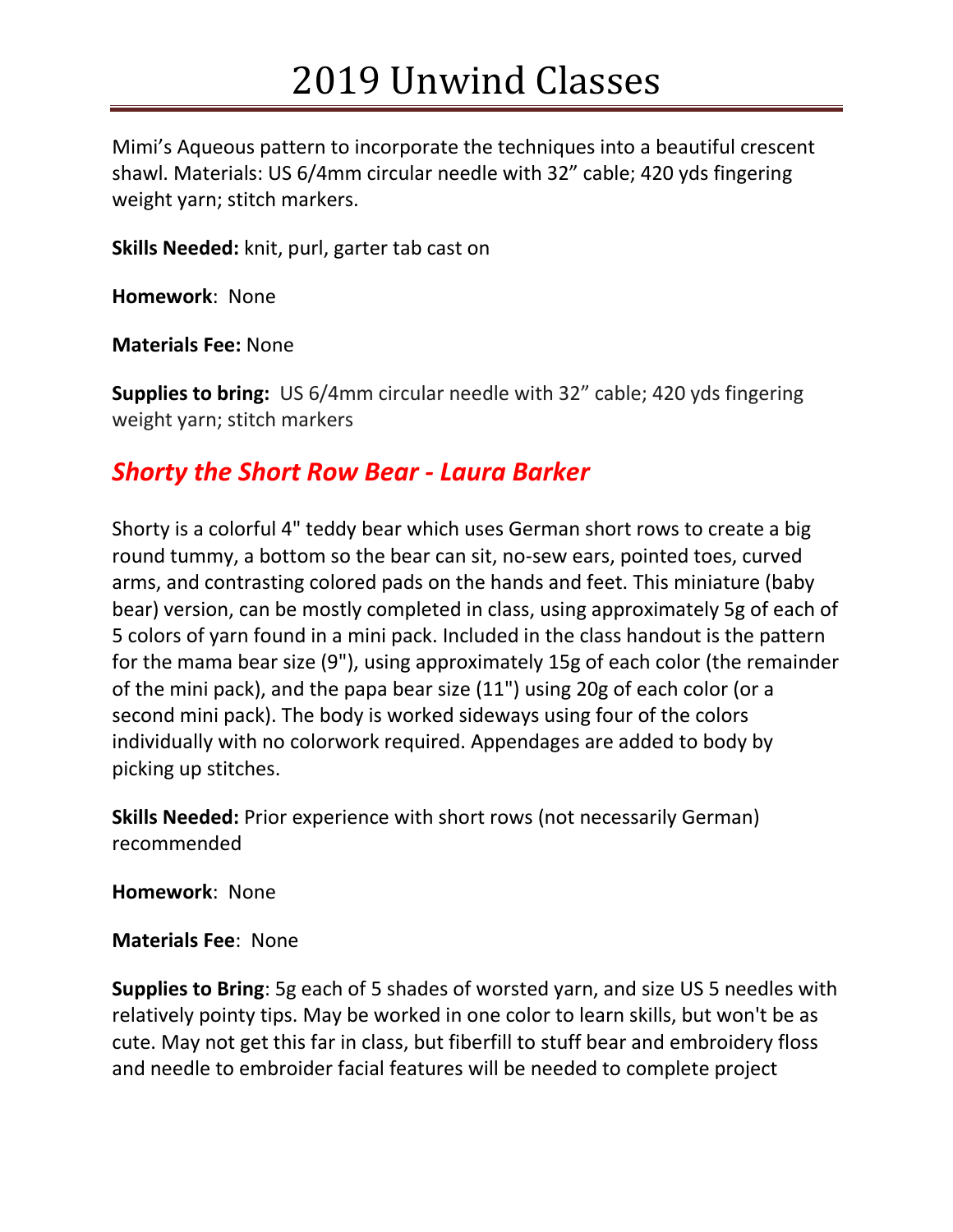Mimi's Aqueous pattern to incorporate the techniques into a beautiful crescent shawl. Materials: US 6/4mm circular needle with 32" cable; 420 yds fingering weight yarn; stitch markers.

**Skills Needed:** knit, purl, garter tab cast on

**Homework**: None

**Materials Fee:** None

**Supplies to bring:** US 6/4mm circular needle with 32" cable; 420 yds fingering weight yarn; stitch markers

## *Shorty the Short Row Bear - Laura Barker*

Shorty is a colorful 4" teddy bear which uses German short rows to create a big round tummy, a bottom so the bear can sit, no-sew ears, pointed toes, curved arms, and contrasting colored pads on the hands and feet. This miniature (baby bear) version, can be mostly completed in class, using approximately 5g of each of 5 colors of yarn found in a mini pack. Included in the class handout is the pattern for the mama bear size (9"), using approximately 15g of each color (the remainder of the mini pack), and the papa bear size (11") using 20g of each color (or a second mini pack). The body is worked sideways using four of the colors individually with no colorwork required. Appendages are added to body by picking up stitches.

**Skills Needed:** Prior experience with short rows (not necessarily German) recommended

**Homework**: None

**Materials Fee**: None

**Supplies to Bring**: 5g each of 5 shades of worsted yarn, and size US 5 needles with relatively pointy tips. May be worked in one color to learn skills, but won't be as cute. May not get this far in class, but fiberfill to stuff bear and embroidery floss and needle to embroider facial features will be needed to complete project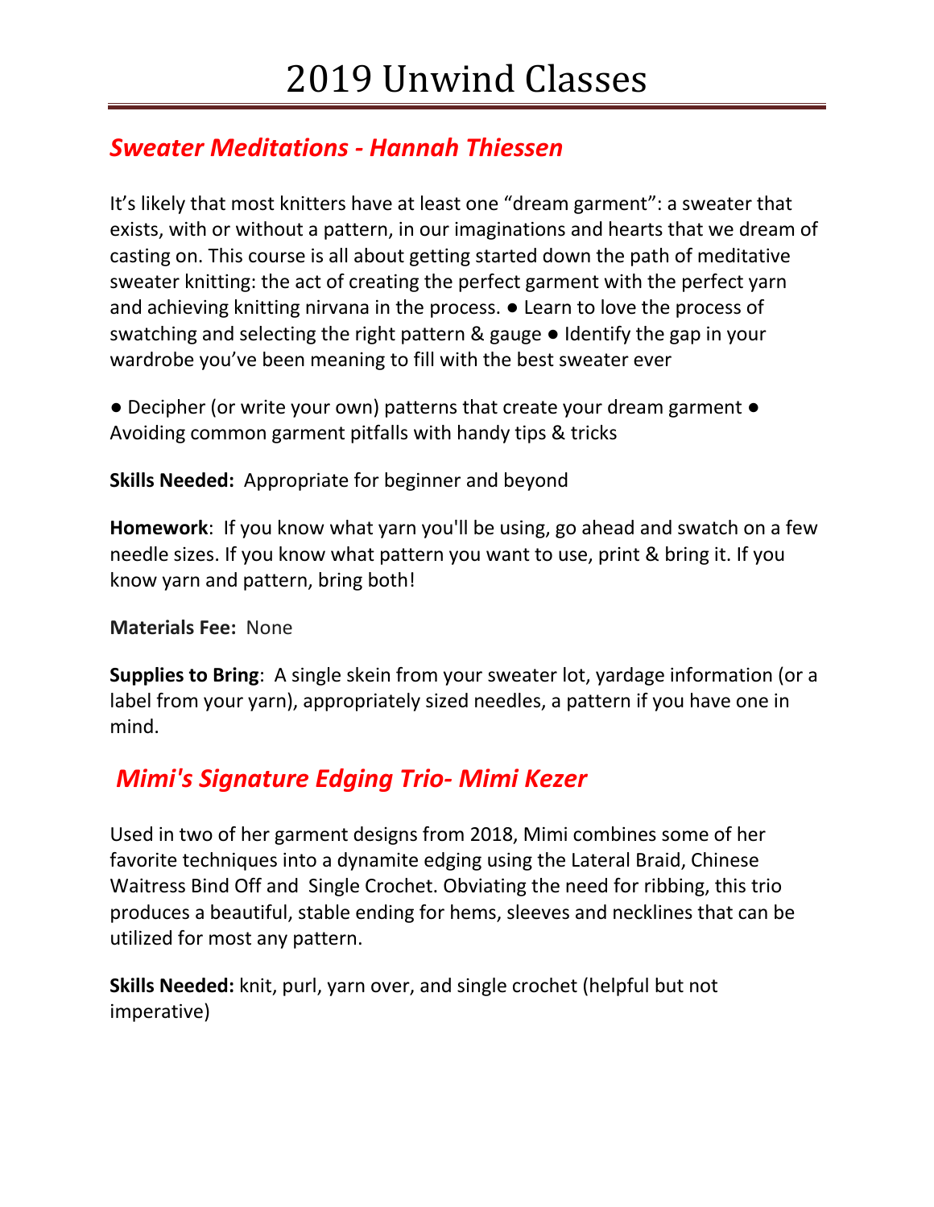# 2019 Unwind Classes

## *Sweater Meditations - Hannah Thiessen*

It's likely that most knitters have at least one "dream garment": a sweater that exists, with or without a pattern, in our imaginations and hearts that we dream of casting on. This course is all about getting started down the path of meditative sweater knitting: the act of creating the perfect garment with the perfect yarn and achieving knitting nirvana in the process. ● Learn to love the process of swatching and selecting the right pattern & gauge ● Identify the gap in your wardrobe you've been meaning to fill with the best sweater ever

● Decipher (or write your own) patterns that create your dream garment ● Avoiding common garment pitfalls with handy tips & tricks

**Skills Needed:** Appropriate for beginner and beyond

**Homework**: If you know what yarn you'll be using, go ahead and swatch on a few needle sizes. If you know what pattern you want to use, print & bring it. If you know yarn and pattern, bring both!

**Materials Fee:** None

**Supplies to Bring**: A single skein from your sweater lot, yardage information (or a label from your yarn), appropriately sized needles, a pattern if you have one in mind.

## *Mimi's Signature Edging Trio- Mimi Kezer*

Used in two of her garment designs from 2018, Mimi combines some of her favorite techniques into a dynamite edging using the Lateral Braid, Chinese Waitress Bind Off and Single Crochet. Obviating the need for ribbing, this trio produces a beautiful, stable ending for hems, sleeves and necklines that can be utilized for most any pattern.

**Skills Needed:** knit, purl, yarn over, and single crochet (helpful but not imperative)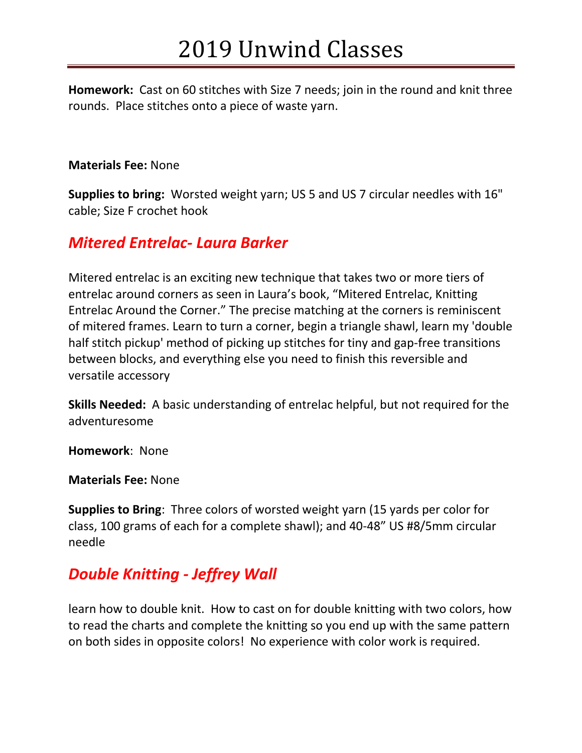**Homework:** Cast on 60 stitches with Size 7 needs; join in the round and knit three rounds. Place stitches onto a piece of waste yarn.

**Materials Fee:** None

**Supplies to bring:** Worsted weight yarn; US 5 and US 7 circular needles with 16" cable; Size F crochet hook

## *Mitered Entrelac- Laura Barker*

Mitered entrelac is an exciting new technique that takes two or more tiers of entrelac around corners as seen in Laura's book, "Mitered Entrelac, Knitting Entrelac Around the Corner." The precise matching at the corners is reminiscent of mitered frames. Learn to turn a corner, begin a triangle shawl, learn my 'double half stitch pickup' method of picking up stitches for tiny and gap-free transitions between blocks, and everything else you need to finish this reversible and versatile accessory

**Skills Needed:** A basic understanding of entrelac helpful, but not required for the adventuresome

**Homework**: None

**Materials Fee:** None

**Supplies to Bring**: Three colors of worsted weight yarn (15 yards per color for class, 100 grams of each for a complete shawl); and 40-48" US #8/5mm circular needle

## *Double Knitting - Jeffrey Wall*

learn how to double knit. How to cast on for double knitting with two colors, how to read the charts and complete the knitting so you end up with the same pattern on both sides in opposite colors! No experience with color work is required.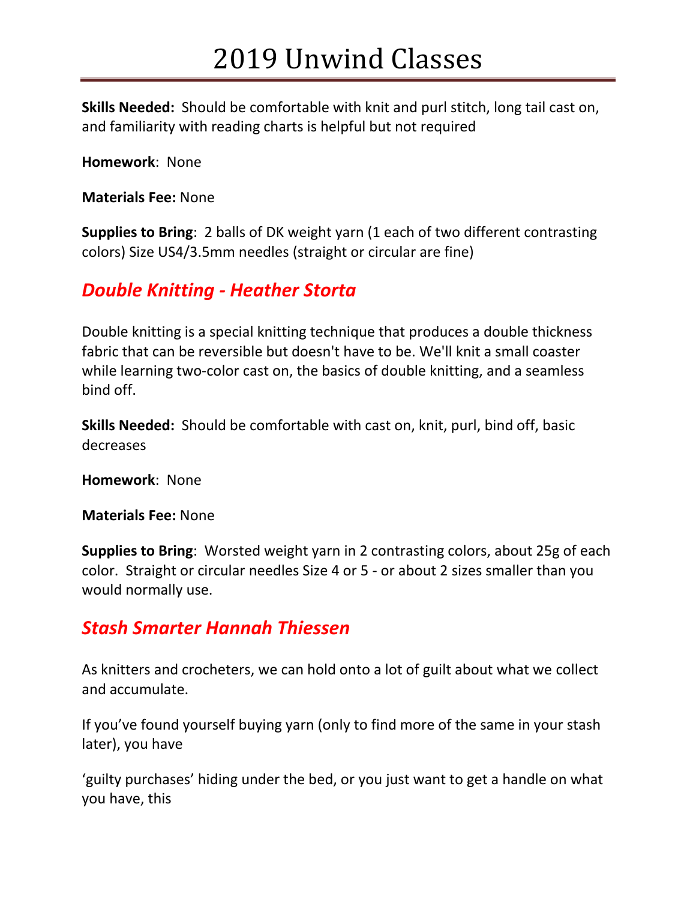# 2019 Unwind Classes

**Skills Needed:** Should be comfortable with knit and purl stitch, long tail cast on, and familiarity with reading charts is helpful but not required

**Homework**: None

**Materials Fee:** None

**Supplies to Bring**: 2 balls of DK weight yarn (1 each of two different contrasting colors) Size US4/3.5mm needles (straight or circular are fine)

## *Double Knitting - Heather Storta*

Double knitting is a special knitting technique that produces a double thickness fabric that can be reversible but doesn't have to be. We'll knit a small coaster while learning two-color cast on, the basics of double knitting, and a seamless bind off.

**Skills Needed:** Should be comfortable with cast on, knit, purl, bind off, basic decreases

**Homework**: None

**Materials Fee:** None

**Supplies to Bring**: Worsted weight yarn in 2 contrasting colors, about 25g of each color. Straight or circular needles Size 4 or 5 - or about 2 sizes smaller than you would normally use.

## *Stash Smarter Hannah Thiessen*

As knitters and crocheters, we can hold onto a lot of guilt about what we collect and accumulate.

If you've found yourself buying yarn (only to find more of the same in your stash later), you have

'guilty purchases' hiding under the bed, or you just want to get a handle on what you have, this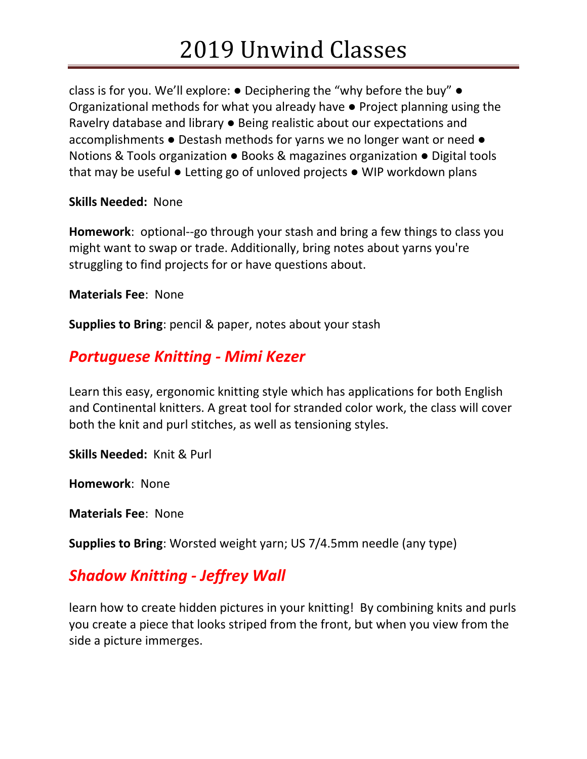class is for you. We'll explore: ● Deciphering the "why before the buy" ● Organizational methods for what you already have ● Project planning using the Ravelry database and library ● Being realistic about our expectations and accomplishments ● Destash methods for yarns we no longer want or need ● Notions & Tools organization ● Books & magazines organization ● Digital tools that may be useful ● Letting go of unloved projects ● WIP workdown plans

**Skills Needed:** None

**Homework**: optional--go through your stash and bring a few things to class you might want to swap or trade. Additionally, bring notes about yarns you're struggling to find projects for or have questions about.

**Materials Fee**: None

**Supplies to Bring**: pencil & paper, notes about your stash

## *Portuguese Knitting - Mimi Kezer*

Learn this easy, ergonomic knitting style which has applications for both English and Continental knitters. A great tool for stranded color work, the class will cover both the knit and purl stitches, as well as tensioning styles.

**Skills Needed:** Knit & Purl

**Homework**: None

**Materials Fee**: None

**Supplies to Bring**: Worsted weight yarn; US 7/4.5mm needle (any type)

## *Shadow Knitting - Jeffrey Wall*

learn how to create hidden pictures in your knitting! By combining knits and purls you create a piece that looks striped from the front, but when you view from the side a picture immerges.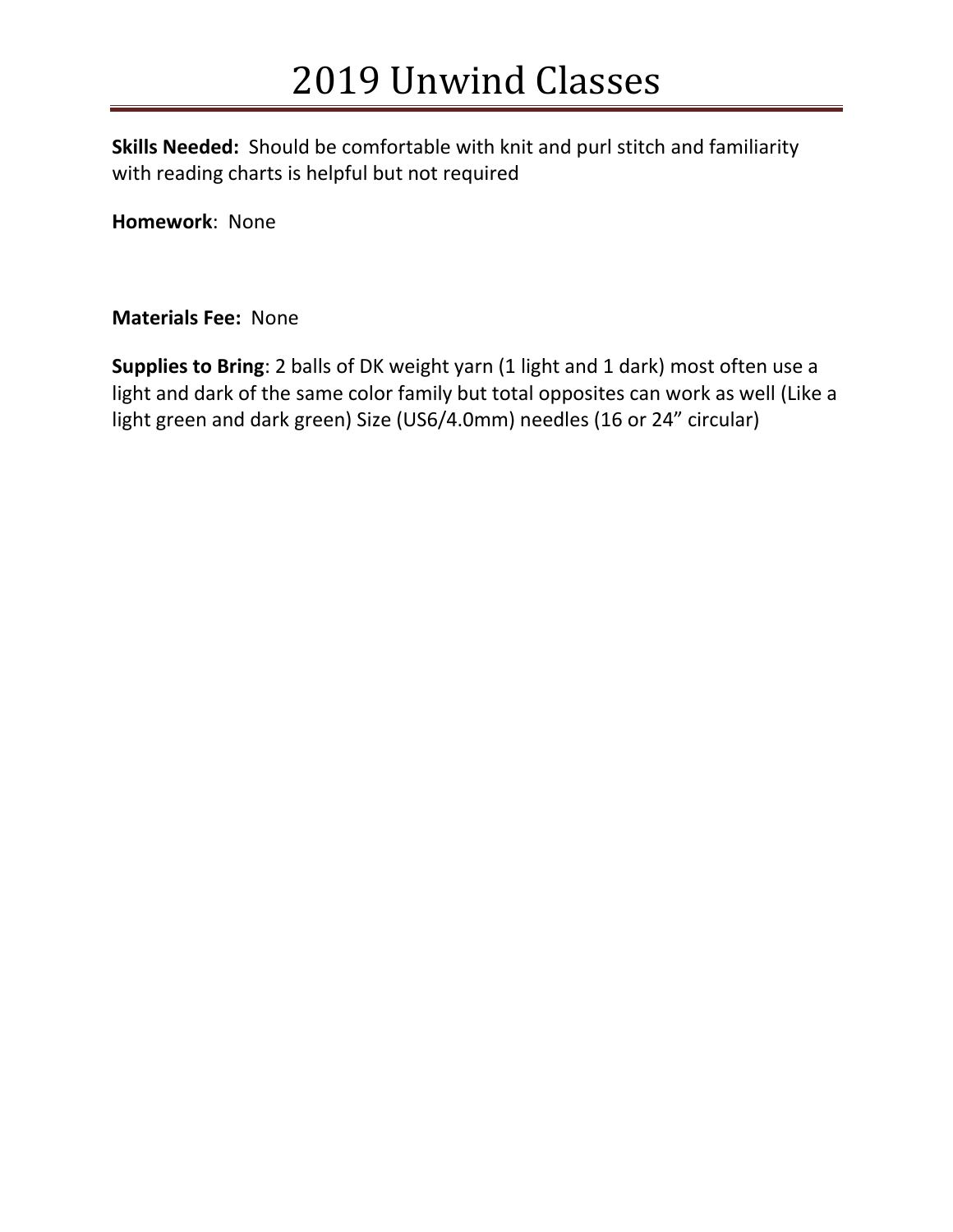# 2019 Unwind Classes

**Skills Needed:** Should be comfortable with knit and purl stitch and familiarity with reading charts is helpful but not required

**Homework**: None

**Materials Fee:** None

**Supplies to Bring**: 2 balls of DK weight yarn (1 light and 1 dark) most often use a light and dark of the same color family but total opposites can work as well (Like a light green and dark green) Size (US6/4.0mm) needles (16 or 24" circular)